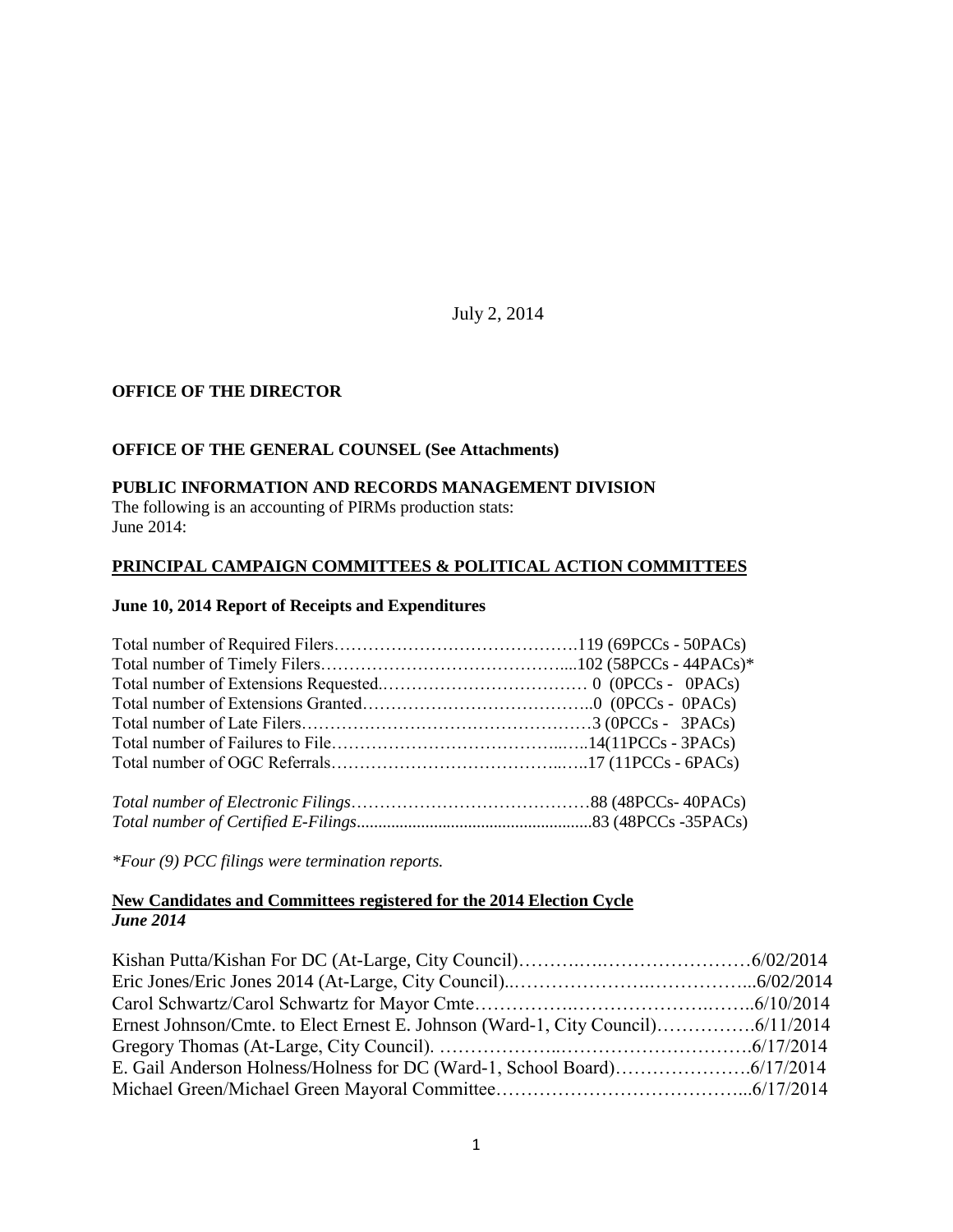July 2, 2014

**OFFICE OF THE DIRECTOR**

**OFFICE OF THE GENERAL COUNSEL (See Attachments)**

**PUBLIC INFORMATION AND RECORDS MANAGEMENT DIVISION**

The following is an accounting of PIRMs production stats:
June 2014:

**PRINCIPAL CAMPAIGN COMMITTEES & POLITICAL ACTION COMMITTEES**

**June 10, 2014 Report of Receipts and Expenditures**

Total number of Required Filers…………………………………….119 (69PCCs - 50PACs)
Total number of Timely Filers……………………………………....102 (58PCCs - 44PACs)*
Total number of Extensions Requested.……………………………… 0 (0PCCs - 0PACs)
Total number of Extensions Granted………………………………...0 (0PCCs - 0PACs)
Total number of Late Filers……………………………………………3 (0PCCs - 3PACs)
Total number of Failures to File…………………………………..…..14(11PCCs - 3PACs)
Total number of OGC Referrals……………………………………..…..17 (11PCCs - 6PACs)

*Total number of Electronic Filings*……………………………………88 (48PCCs- 40PACs)
*Total number of Certified E-Filings*......................................................83 (48PCCs -35PACs)

*\*Four (9) PCC filings were termination reports.*

**New Candidates and Committees registered for the 2014 Election Cycle**
***June 2014***

Kishan Putta/Kishan For DC (At-Large, City Council)……….…………………….6/02/2014
Eric Jones/Eric Jones 2014 (At-Large, City Council)..………………….……………...6/02/2014
Carol Schwartz/Carol Schwartz for Mayor Cmte…………….……………….……..6/10/2014
Ernest Johnson/Cmte. to Elect Ernest E. Johnson (Ward-1, City Council)…………….6/11/2014
Gregory Thomas (At-Large, City Council). ………………..………………………….6/17/2014
E. Gail Anderson Holness/Holness for DC (Ward-1, School Board)………………….6/17/2014
Michael Green/Michael Green Mayoral Committee…………………………………...6/17/2014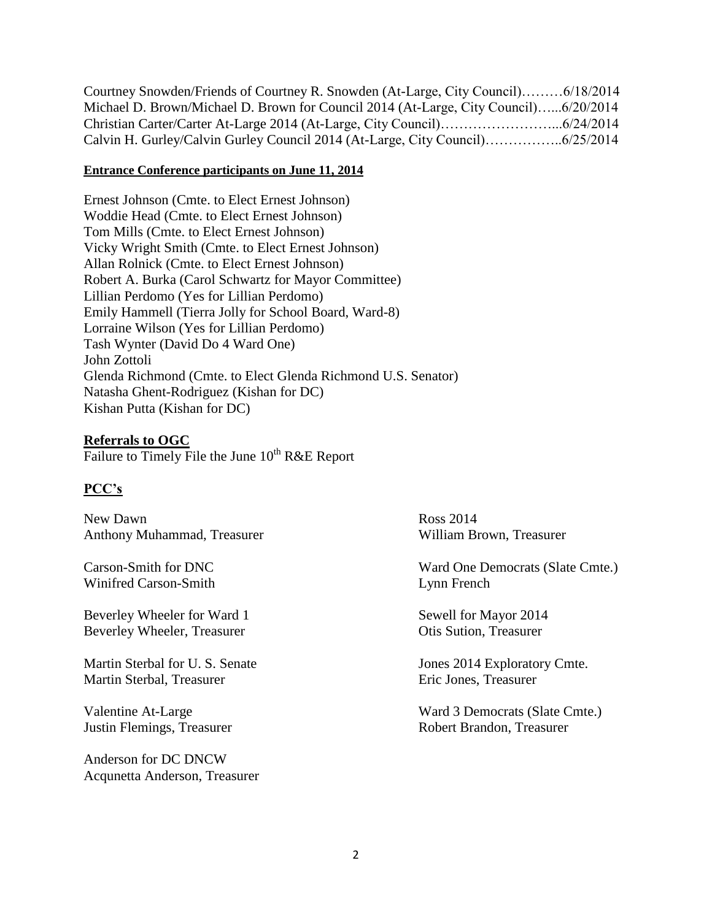Courtney Snowden/Friends of Courtney R. Snowden (At-Large, City Council)………6/18/2014
Michael D. Brown/Michael D. Brown for Council 2014 (At-Large, City Council)…...6/20/2014
Christian Carter/Carter At-Large 2014 (At-Large, City Council)……………………...6/24/2014
Calvin H. Gurley/Calvin Gurley Council 2014 (At-Large, City Council)……………..6/25/2014

**Entrance Conference participants on June 11, 2014**

Ernest Johnson (Cmte. to Elect Ernest Johnson)
Woddie Head (Cmte. to Elect Ernest Johnson)
Tom Mills (Cmte. to Elect Ernest Johnson)
Vicky Wright Smith (Cmte. to Elect Ernest Johnson)
Allan Rolnick (Cmte. to Elect Ernest Johnson)
Robert A. Burka (Carol Schwartz for Mayor Committee)
Lillian Perdomo (Yes for Lillian Perdomo)
Emily Hammell (Tierra Jolly for School Board, Ward-8)
Lorraine Wilson (Yes for Lillian Perdomo)
Tash Wynter (David Do 4 Ward One)
John Zottoli
Glenda Richmond (Cmte. to Elect Glenda Richmond U.S. Senator)
Natasha Ghent-Rodriguez (Kishan for DC)
Kishan Putta (Kishan for DC)

**Referrals to OGC**

Failure to Timely File the June 10th R&E Report

**PCC's**

New Dawn
Anthony Muhammad, Treasurer

Carson-Smith for DNC
Winifred Carson-Smith

Beverley Wheeler for Ward 1
Beverley Wheeler, Treasurer

Martin Sterbal for U. S. Senate
Martin Sterbal, Treasurer

Valentine At-Large
Justin Flemings, Treasurer

Anderson for DC DNCW
Acqunetta Anderson, Treasurer

Ross 2014
William Brown, Treasurer

Ward One Democrats (Slate Cmte.)
Lynn French

Sewell for Mayor 2014
Otis Sution, Treasurer

Jones 2014 Exploratory Cmte.
Eric Jones, Treasurer

Ward 3 Democrats (Slate Cmte.)
Robert Brandon, Treasurer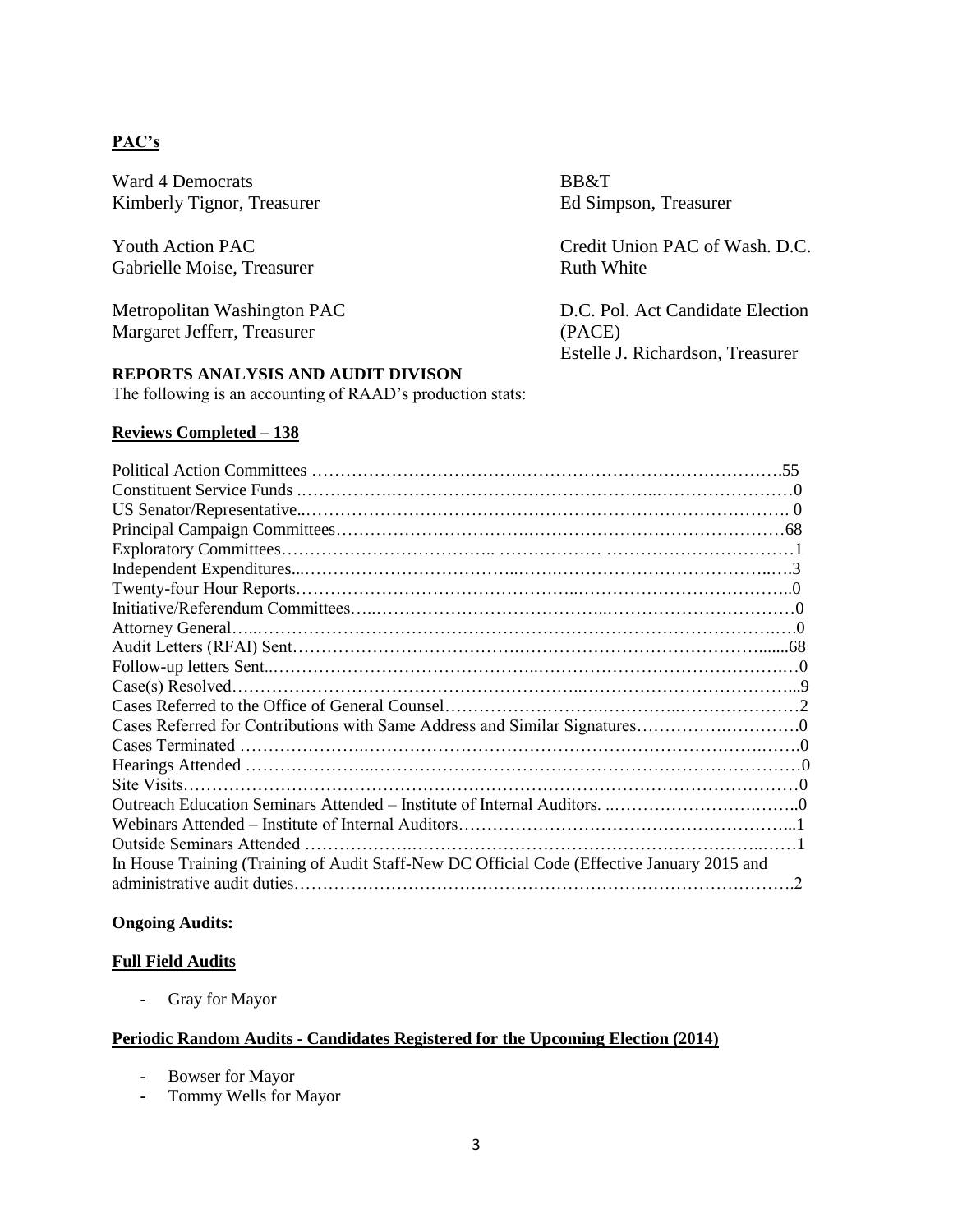**PAC's**

Ward 4 Democrats
Kimberly Tignor, Treasurer

Youth Action PAC
Gabrielle Moise, Treasurer

Metropolitan Washington PAC
Margaret Jefferr, Treasurer

BB&T
Ed Simpson, Treasurer

Credit Union PAC of Wash. D.C.
Ruth White

D.C. Pol. Act Candidate Election (PACE)
Estelle J. Richardson, Treasurer

**REPORTS ANALYSIS AND AUDIT DIVISON**

The following is an accounting of RAAD's production stats:

**Reviews Completed – 138**

| | |
|---|---|
| Political Action Committees | 55 |
| Constituent Service Funds | 0 |
| US Senator/Representative | 0 |
| Principal Campaign Committees | 68 |
| Exploratory Committees | 1 |
| Independent Expenditures | 3 |
| Twenty-four Hour Reports | 0 |
| Initiative/Referendum Committees | 0 |
| Attorney General | 0 |
| Audit Letters (RFAI) Sent | 68 |
| Follow-up letters Sent | 0 |
| Case(s) Resolved | 9 |
| Cases Referred to the Office of General Counsel | 2 |
| Cases Referred for Contributions with Same Address and Similar Signatures | 0 |
| Cases Terminated | 0 |
| Hearings Attended | 0 |
| Site Visits | 0 |
| Outreach Education Seminars Attended – Institute of Internal Auditors. | 0 |
| Webinars Attended – Institute of Internal Auditors | 1 |
| Outside Seminars Attended | 1 |
| In House Training (Training of Audit Staff-New DC Official Code (Effective January 2015 and administrative audit duties | 2 |

**Ongoing Audits:**

**Full Field Audits**

- Gray for Mayor

**Periodic Random Audits - Candidates Registered for the Upcoming Election (2014)**

- Bowser for Mayor
- Tommy Wells for Mayor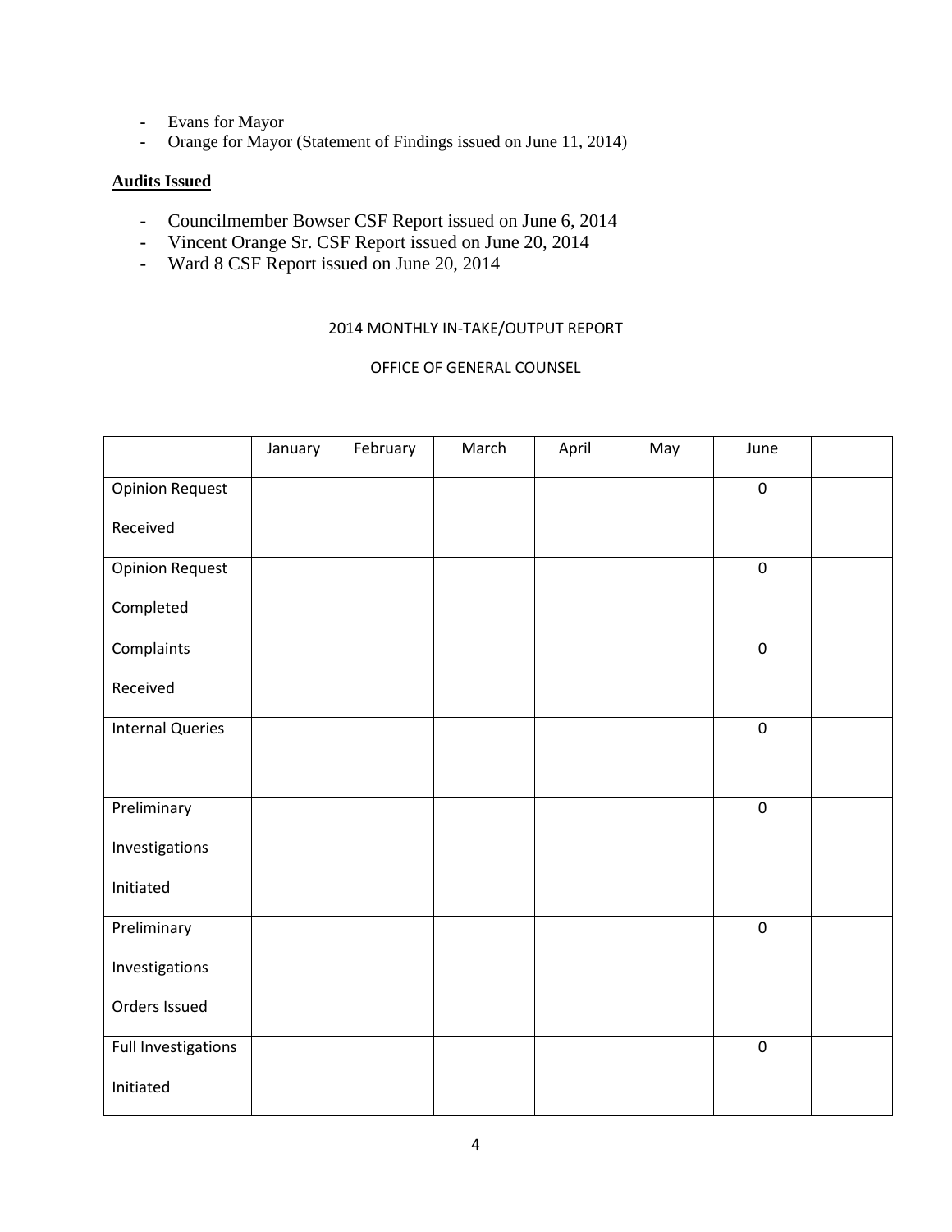- Evans for Mayor
- Orange for Mayor (Statement of Findings issued on June 11, 2014)

**Audits Issued**

- Councilmember Bowser CSF Report issued on June 6, 2014
- Vincent Orange Sr. CSF Report issued on June 20, 2014
- Ward 8 CSF Report issued on June 20, 2014

2014 MONTHLY IN-TAKE/OUTPUT REPORT

OFFICE OF GENERAL COUNSEL

| | January | February | March | April | May | June | |
|---|---|---|---|---|---|---|---|
| Opinion Request Received | | | | | | 0 | |
| Opinion Request Completed | | | | | | 0 | |
| Complaints Received | | | | | | 0 | |
| Internal Queries | | | | | | 0 | |
| Preliminary Investigations Initiated | | | | | | 0 | |
| Preliminary Investigations Orders Issued | | | | | | 0 | |
| Full Investigations Initiated | | | | | | 0 | |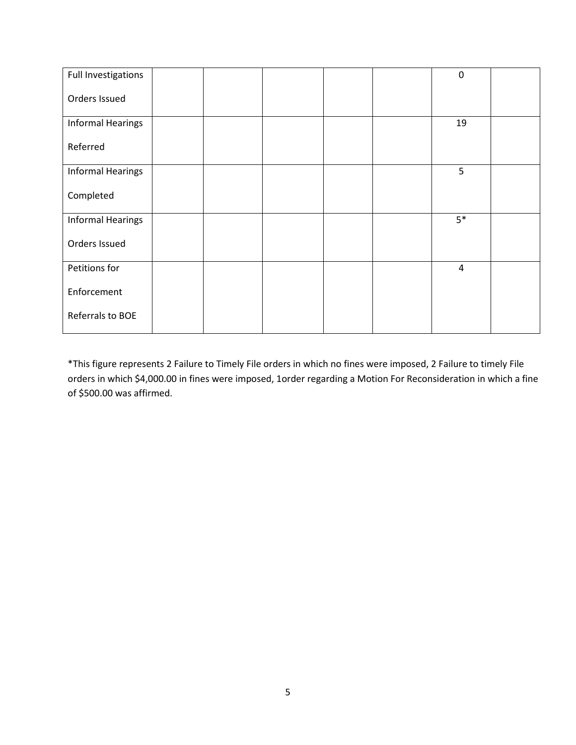| | | | | | | |
|---|---|---|---|---|---|---|
| Full Investigations Orders Issued | | | | | 0 | |
| Informal Hearings Referred | | | | | 19 | |
| Informal Hearings Completed | | | | | 5 | |
| Informal Hearings Orders Issued | | | | | 5* | |
| Petitions for Enforcement Referrals to BOE | | | | | 4 | |

*This figure represents 2 Failure to Timely File orders in which no fines were imposed, 2 Failure to timely File orders in which $4,000.00 in fines were imposed, 1order regarding a Motion For Reconsideration in which a fine of $500.00 was affirmed.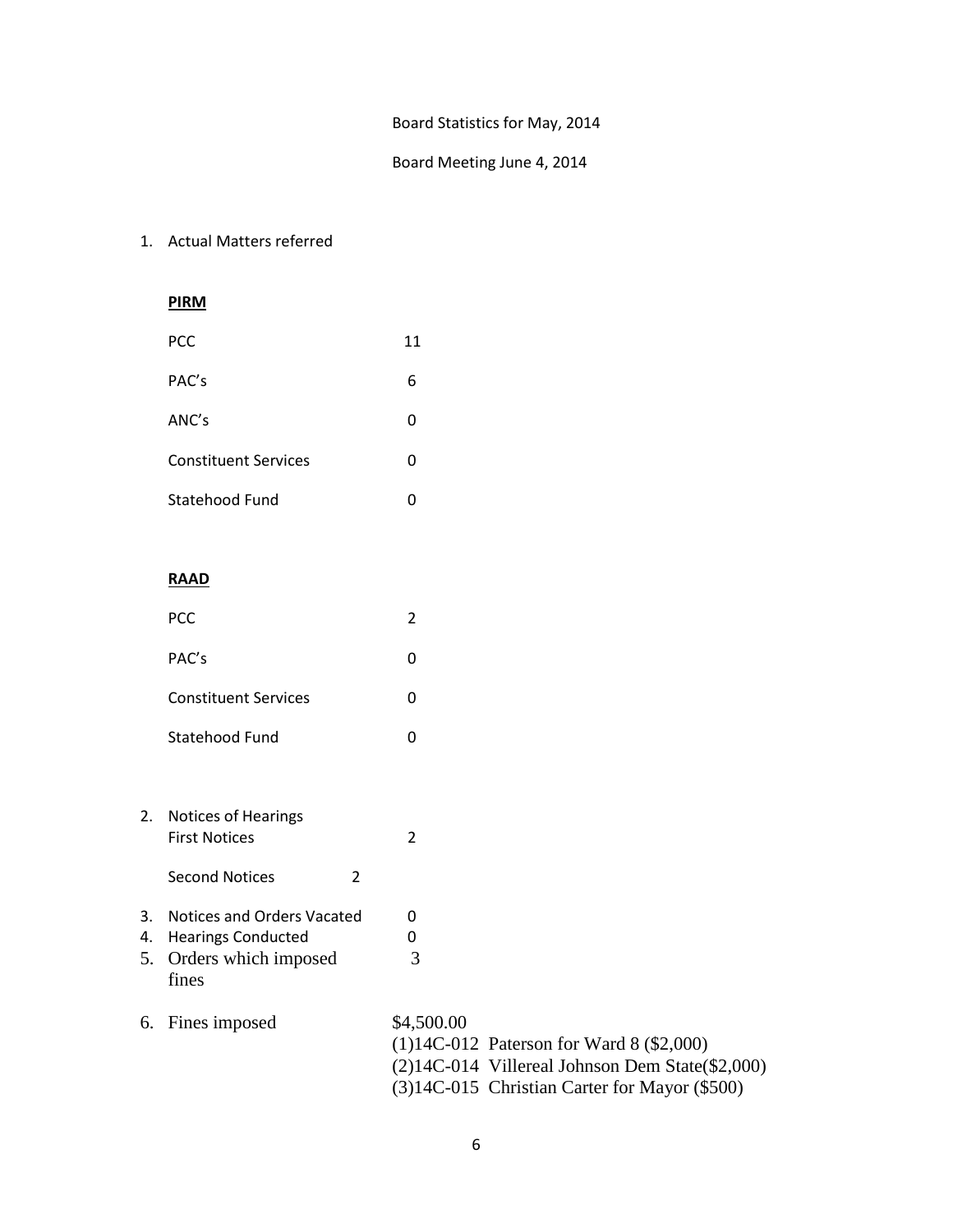Board Statistics for May, 2014

Board Meeting June 4, 2014

1. Actual Matters referred

**PIRM**

| | |
|---|---|
| PCC | 11 |
| PAC's | 6 |
| ANC's | 0 |
| Constituent Services | 0 |
| Statehood Fund | 0 |

**RAAD**

| | |
|---|---|
| PCC | 2 |
| PAC's | 0 |
| Constituent Services | 0 |
| Statehood Fund | 0 |

2. Notices of Hearings
   First Notices 2

   Second Notices 2

3. Notices and Orders Vacated 0
4. Hearings Conducted 0
5. Orders which imposed fines 3

6. Fines imposed $4,500.00
   (1)14C-012 Paterson for Ward 8 ($2,000)
   (2)14C-014 Villereal Johnson Dem State($2,000)
   (3)14C-015 Christian Carter for Mayor ($500)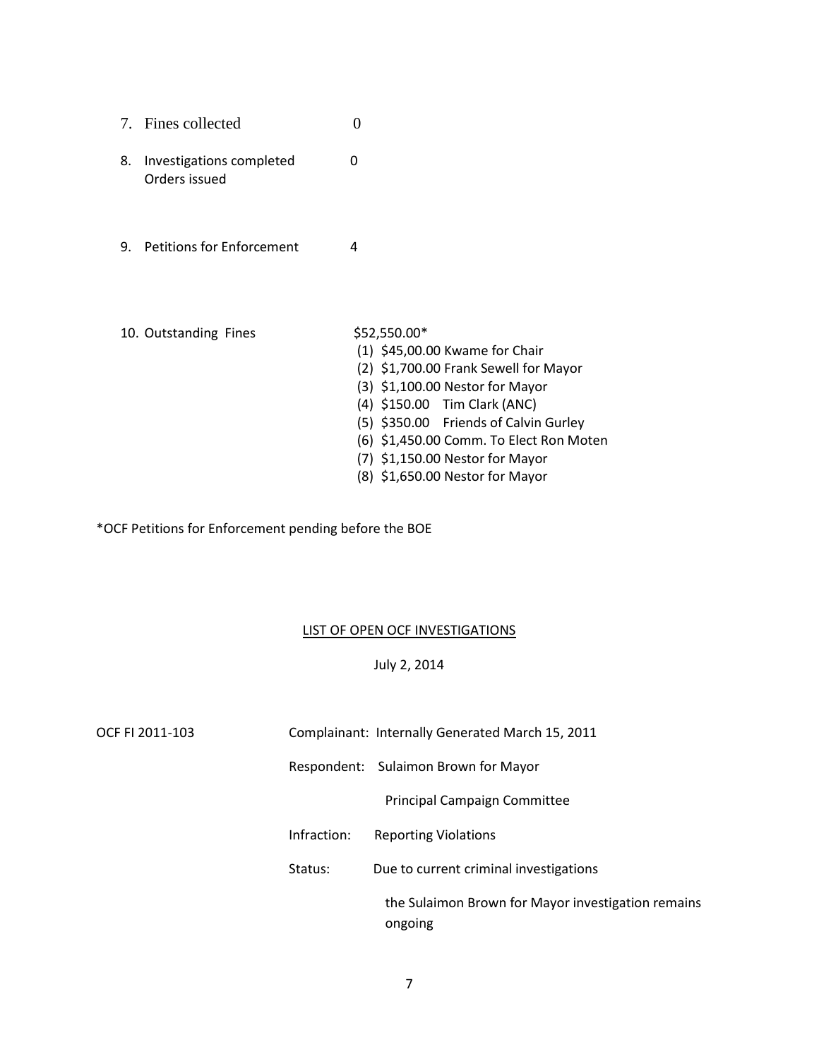7. Fines collected 0

8. Investigations completed 0
   Orders issued

9. Petitions for Enforcement 4

10. Outstanding Fines $52,550.00*
    (1) $45,00.00 Kwame for Chair
    (2) $1,700.00 Frank Sewell for Mayor
    (3) $1,100.00 Nestor for Mayor
    (4) $150.00 Tim Clark (ANC)
    (5) $350.00 Friends of Calvin Gurley
    (6) $1,450.00 Comm. To Elect Ron Moten
    (7) $1,150.00 Nestor for Mayor
    (8) $1,650.00 Nestor for Mayor

*OCF Petitions for Enforcement pending before the BOE

## LIST OF OPEN OCF INVESTIGATIONS

July 2, 2014

OCF FI 2011-103

Complainant: Internally Generated March 15, 2011

Respondent: Sulaimon Brown for Mayor
Principal Campaign Committee

Infraction: Reporting Violations

Status: Due to current criminal investigations the Sulaimon Brown for Mayor investigation remains ongoing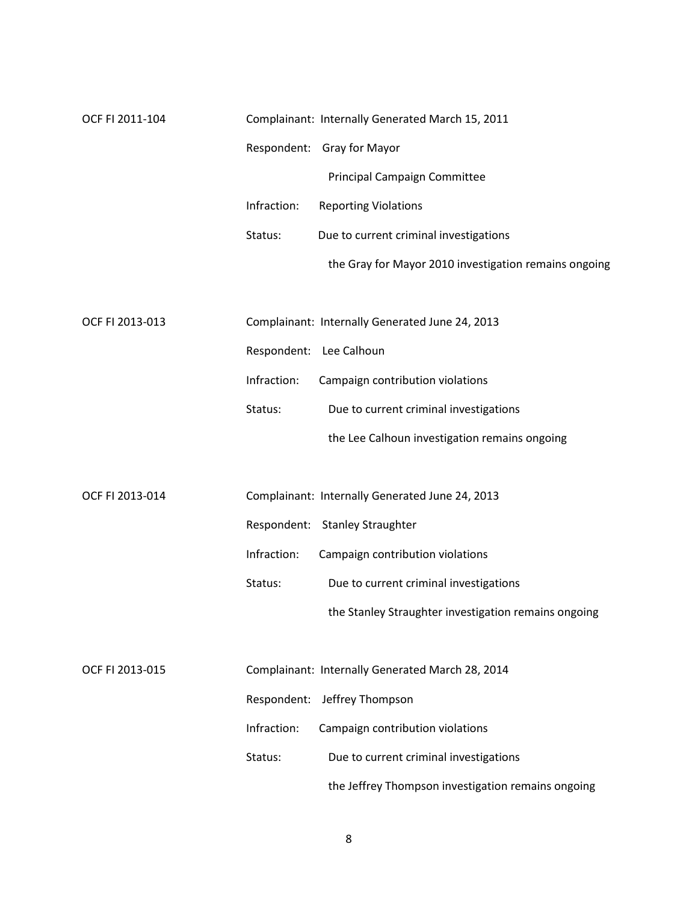OCF FI 2011-104

Complainant: Internally Generated March 15, 2011

Respondent: Gray for Mayor

Principal Campaign Committee

Infraction: Reporting Violations

Status: Due to current criminal investigations

the Gray for Mayor 2010 investigation remains ongoing

OCF FI 2013-013

Complainant: Internally Generated June 24, 2013

Respondent: Lee Calhoun

Infraction: Campaign contribution violations

Status: Due to current criminal investigations

the Lee Calhoun investigation remains ongoing

OCF FI 2013-014

Complainant: Internally Generated June 24, 2013

Respondent: Stanley Straughter

Infraction: Campaign contribution violations

Status: Due to current criminal investigations

the Stanley Straughter investigation remains ongoing

OCF FI 2013-015

Complainant: Internally Generated March 28, 2014

Respondent: Jeffrey Thompson

Infraction: Campaign contribution violations

Status: Due to current criminal investigations

the Jeffrey Thompson investigation remains ongoing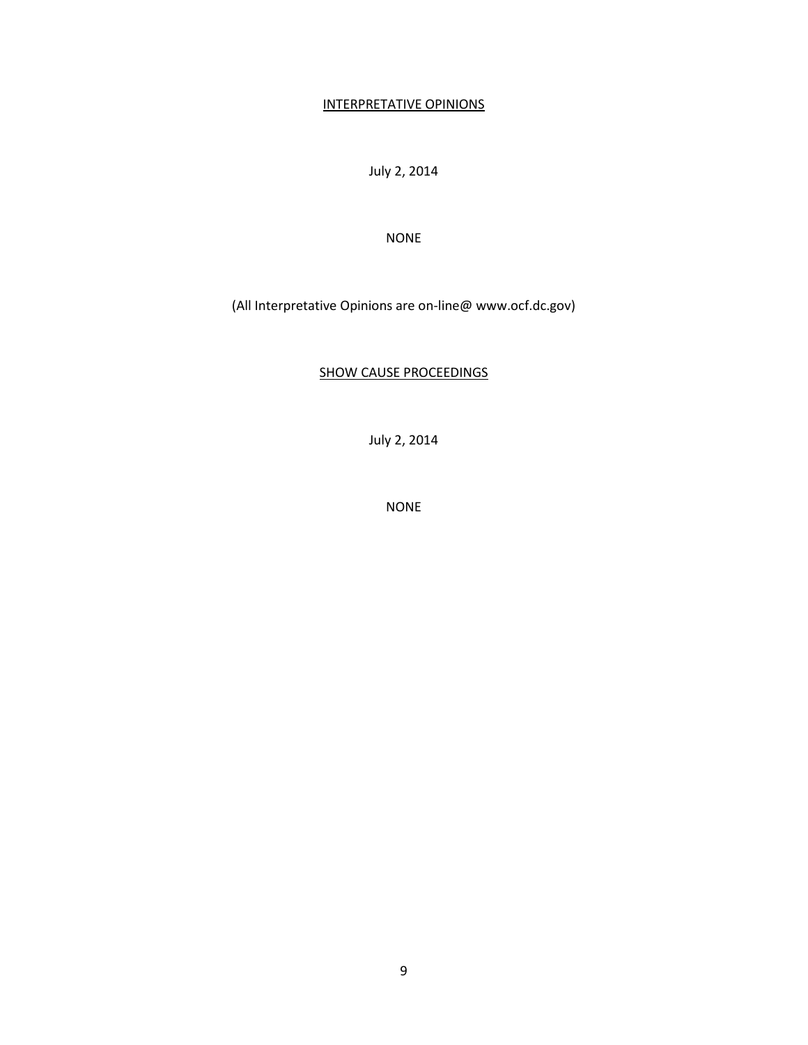## INTERPRETATIVE OPINIONS

July 2, 2014

NONE

(All Interpretative Opinions are on-line@ www.ocf.dc.gov)

## SHOW CAUSE PROCEEDINGS

July 2, 2014

NONE